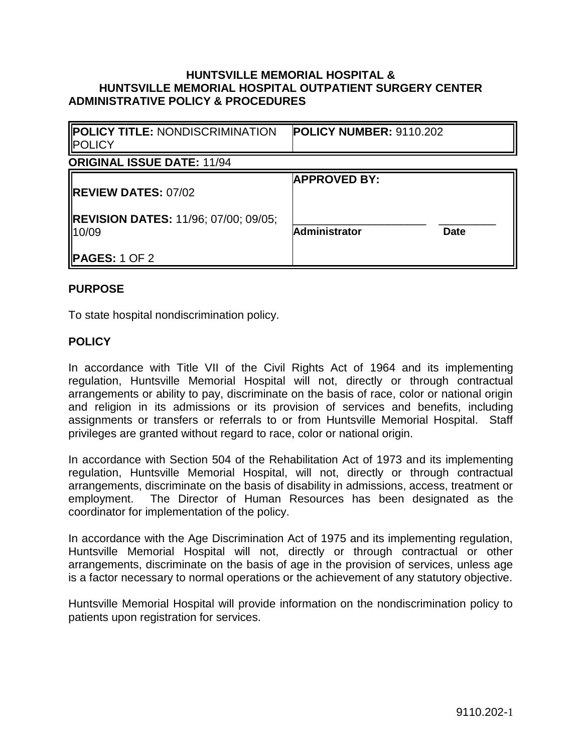**HUNTSVILLE MEMORIAL HOSPITAL &**
**HUNTSVILLE MEMORIAL HOSPITAL OUTPATIENT SURGERY CENTER**
**ADMINISTRATIVE POLICY & PROCEDURES**

| **POLICY TITLE:** NONDISCRIMINATION POLICY | **POLICY NUMBER:** 9110.202 |
|---|---|

**ORIGINAL ISSUE DATE:** 11/94

| | |
|---|---|
| **REVIEW DATES:** 07/02 | **APPROVED BY:** |
| **REVISION DATES:** 11/96; 07/00; 09/05; 10/09 | ______________________ __________ **Administrator** **Date** |
| **PAGES:** 1 OF 2 | |

## PURPOSE

To state hospital nondiscrimination policy.

## POLICY

In accordance with Title VII of the Civil Rights Act of 1964 and its implementing regulation, Huntsville Memorial Hospital will not, directly or through contractual arrangements or ability to pay, discriminate on the basis of race, color or national origin and religion in its admissions or its provision of services and benefits, including assignments or transfers or referrals to or from Huntsville Memorial Hospital. Staff privileges are granted without regard to race, color or national origin.

In accordance with Section 504 of the Rehabilitation Act of 1973 and its implementing regulation, Huntsville Memorial Hospital, will not, directly or through contractual arrangements, discriminate on the basis of disability in admissions, access, treatment or employment. The Director of Human Resources has been designated as the coordinator for implementation of the policy.

In accordance with the Age Discrimination Act of 1975 and its implementing regulation, Huntsville Memorial Hospital will not, directly or through contractual or other arrangements, discriminate on the basis of age in the provision of services, unless age is a factor necessary to normal operations or the achievement of any statutory objective.

Huntsville Memorial Hospital will provide information on the nondiscrimination policy to patients upon registration for services.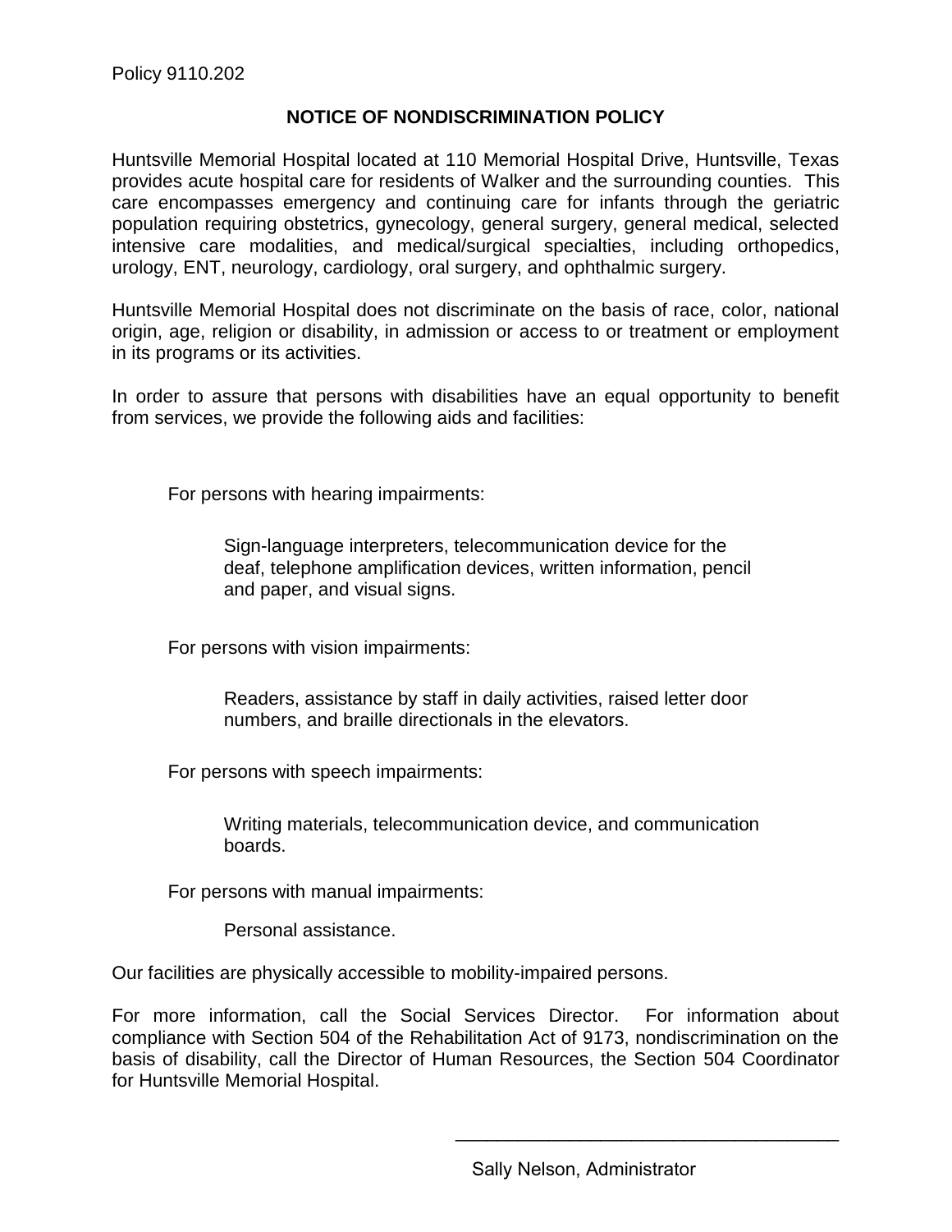Policy 9110.202

## NOTICE OF NONDISCRIMINATION POLICY

Huntsville Memorial Hospital located at 110 Memorial Hospital Drive, Huntsville, Texas provides acute hospital care for residents of Walker and the surrounding counties. This care encompasses emergency and continuing care for infants through the geriatric population requiring obstetrics, gynecology, general surgery, general medical, selected intensive care modalities, and medical/surgical specialties, including orthopedics, urology, ENT, neurology, cardiology, oral surgery, and ophthalmic surgery.

Huntsville Memorial Hospital does not discriminate on the basis of race, color, national origin, age, religion or disability, in admission or access to or treatment or employment in its programs or its activities.

In order to assure that persons with disabilities have an equal opportunity to benefit from services, we provide the following aids and facilities:

For persons with hearing impairments:

> Sign-language interpreters, telecommunication device for the deaf, telephone amplification devices, written information, pencil and paper, and visual signs.

For persons with vision impairments:

> Readers, assistance by staff in daily activities, raised letter door numbers, and braille directionals in the elevators.

For persons with speech impairments:

> Writing materials, telecommunication device, and communication boards.

For persons with manual impairments:

> Personal assistance.

Our facilities are physically accessible to mobility-impaired persons.

For more information, call the Social Services Director. For information about compliance with Section 504 of the Rehabilitation Act of 9173, nondiscrimination on the basis of disability, call the Director of Human Resources, the Section 504 Coordinator for Huntsville Memorial Hospital.

\_\_\_\_\_\_\_\_\_\_\_\_\_\_\_\_\_\_\_\_\_\_\_\_\_\_\_\_\_\_\_\_\_\_\_\_\_\_

Sally Nelson, Administrator